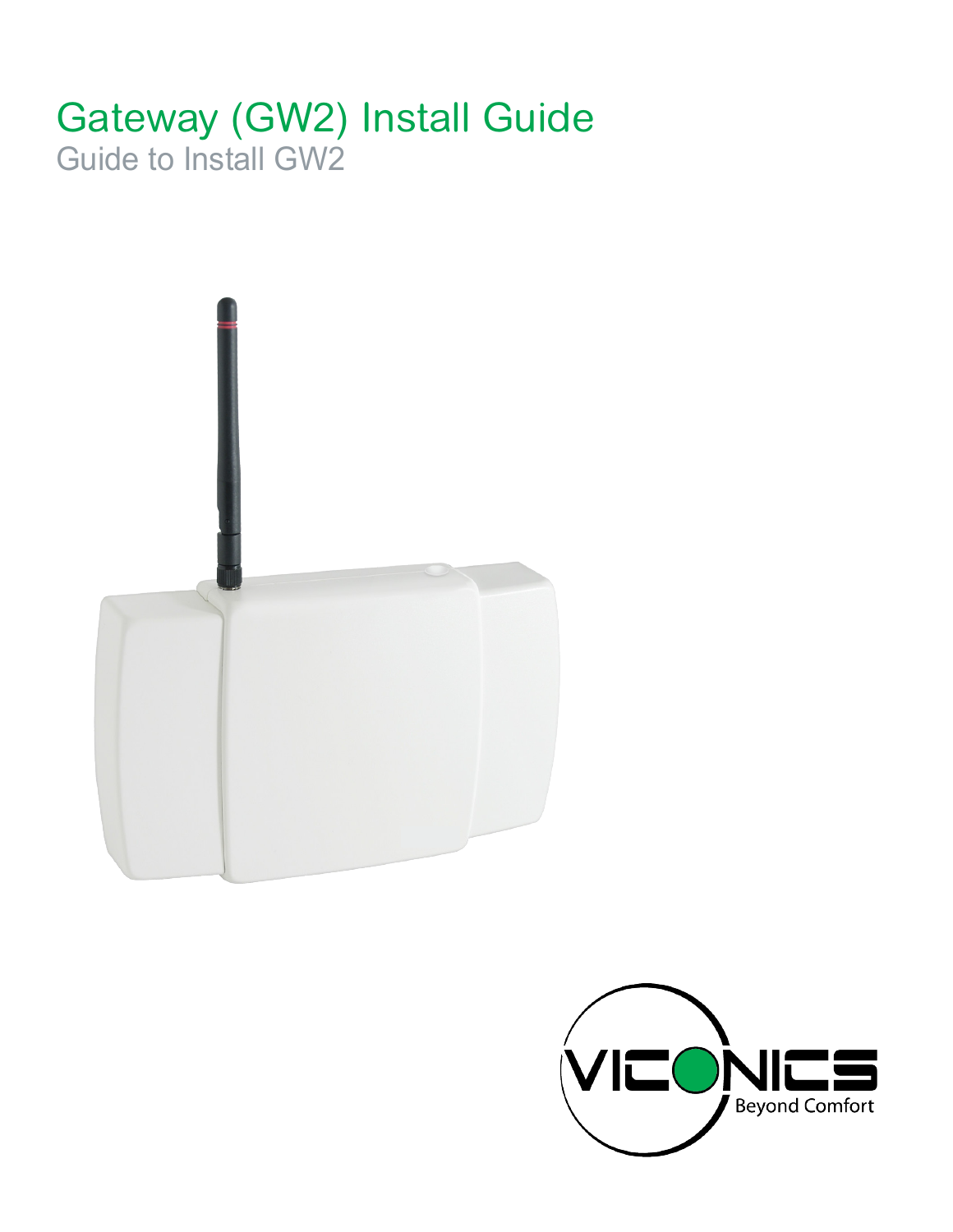# Gateway (GW2) Install Guide

Guide to Install GW2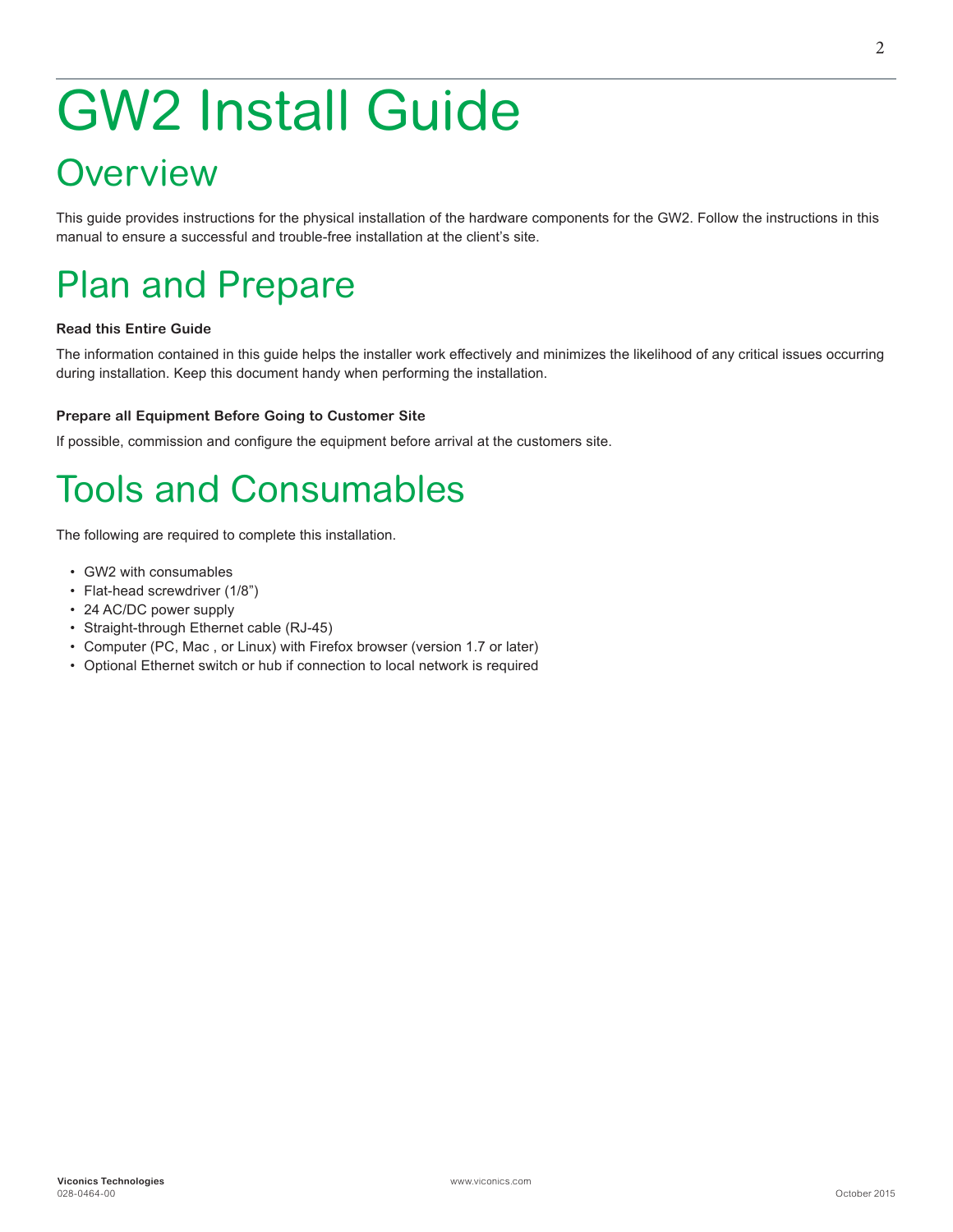# GW2 Install Guide

## Overview

This guide provides instructions for the physical installation of the hardware components for the GW2. Follow the instructions in this manual to ensure a successful and trouble-free installation at the client's site.

## Plan and Prepare

**Read this Entire Guide**

The information contained in this guide helps the installer work effectively and minimizes the likelihood of any critical issues occurring during installation. Keep this document handy when performing the installation.

**Prepare all Equipment Before Going to Customer Site**

If possible, commission and configure the equipment before arrival at the customers site.

## Tools and Consumables

The following are required to complete this installation.

- GW2 with consumables
- Flat-head screwdriver (1/8")
- 24 AC/DC power supply
- Straight-through Ethernet cable (RJ-45)
- Computer (PC, Mac , or Linux) with Firefox browser (version 1.7 or later)
- Optional Ethernet switch or hub if connection to local network is required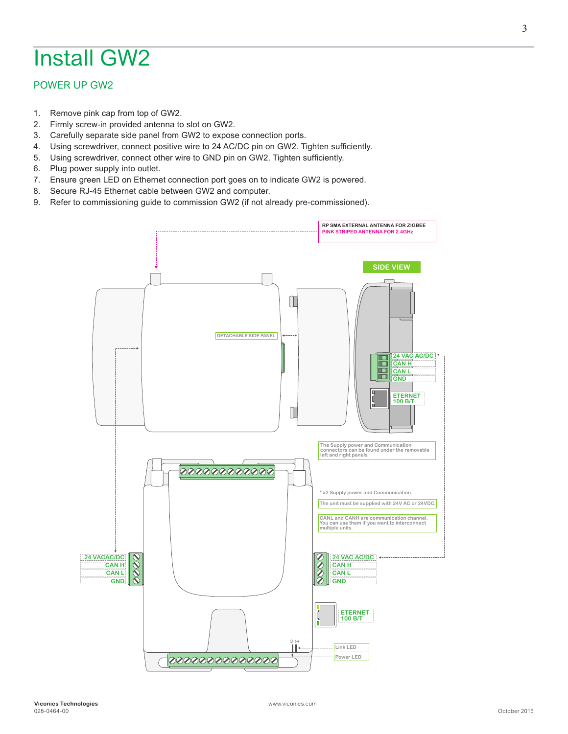# Install GW2

## POWER UP GW2

1. Remove pink cap from top of GW2.
2. Firmly screw-in provided antenna to slot on GW2.
3. Carefully separate side panel from GW2 to expose connection ports.
4. Using screwdriver, connect positive wire to 24 AC/DC pin on GW2. Tighten sufficiently.
5. Using screwdriver, connect other wire to GND pin on GW2. Tighten sufficiently.
6. Plug power supply into outlet.
7. Ensure green LED on Ethernet connection port goes on to indicate GW2 is powered.
8. Secure RJ-45 Ethernet cable between GW2 and computer.
9. Refer to commissioning guide to commission GW2 (if not already pre-commissioned).

RP SMA EXTERNAL ANTENNA FOR ZIGBEE
PINK STRIPED ANTENNA FOR 2.4GHz

SIDE VIEW

DETACHABLE SIDE PANEL

24 VAC AC/DC
CAN H
CAN L
GND

ETERNET
100 B/T

The Supply power and Communication connectors can be found under the removable left and right panels.

* x2 Supply power and Communication.

The unit must be supplied with 24V AC or 24VDC.

CANL and CANH are communication channel. You can use them if you want to interconnect multiple units.

24 VACAC/DC
CAN H
CAN L
GND

24 VAC AC/DC
CAN H
CAN L
GND

ETERNET
100 B/T

Link LED

Power LED

**Viconics Technologies**
028-0464-00

www.viconics.com

October 2015